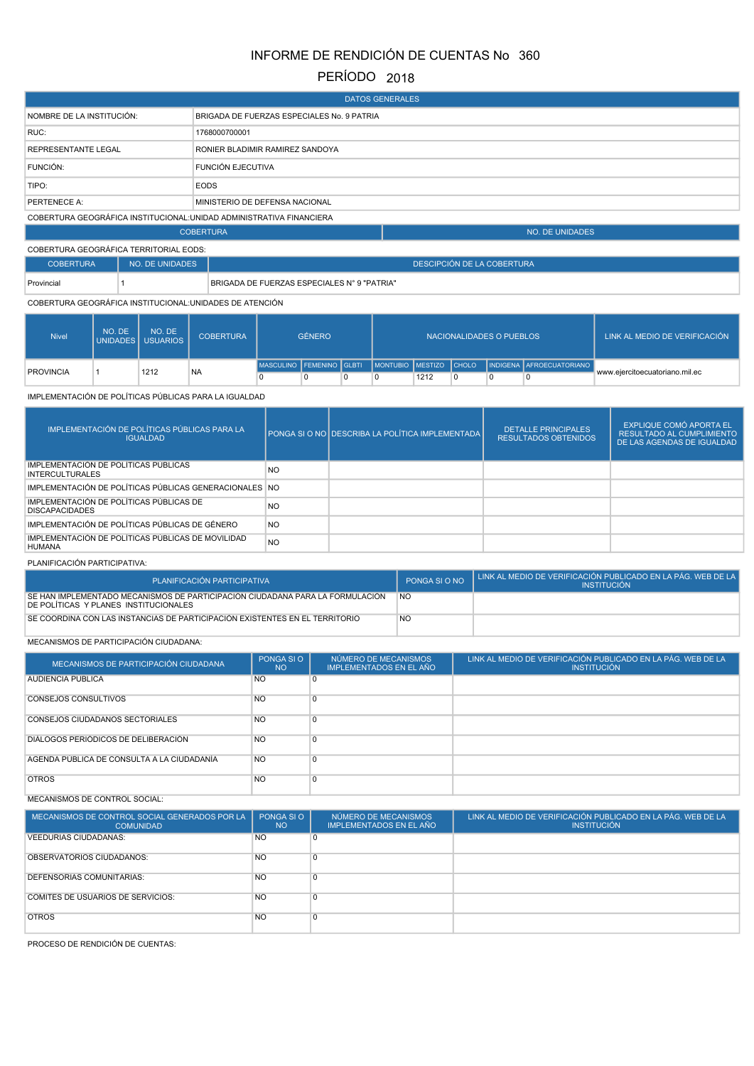# INFORME DE RENDICIÓN DE CUENTAS No 360

## PERÍODO 2018

| DATOS GENERALES | |
|---|---|
| NOMBRE DE LA INSTITUCIÓN: | BRIGADA DE FUERZAS ESPECIALES No. 9 PATRIA |
| RUC: | 1768000700001 |
| REPRESENTANTE LEGAL | RONIER BLADIMIR RAMIREZ SANDOYA |
| FUNCIÓN: | FUNCIÓN EJECUTIVA |
| TIPO: | EODS |
| PERTENECE A: | MINISTERIO DE DEFENSA NACIONAL |

COBERTURA GEOGRÁFICA INSTITUCIONAL:UNIDAD ADMINISTRATIVA FINANCIERA

| COBERTURA | NO. DE UNIDADES |
|---|---|

COBERTURA GEOGRÁFICA TERRITORIAL EODS:

| COBERTURA | NO. DE UNIDADES | DESCRIPCIÓN DE LA COBERTURA |
|---|---|---|
| Provincial | 1 | BRIGADA DE FUERZAS ESPECIALES N° 9 "PATRIA" |

COBERTURA GEOGRÁFICA INSTITUCIONAL:UNIDADES DE ATENCIÓN

| Nivel | NO. DE UNIDADES | NO. DE USUARIOS | COBERTURA | GÉNERO | | | NACIONALIDADES O PUEBLOS | | | | | LINK AL MEDIO DE VERIFICACIÓN |
|---|---|---|---|---|---|---|---|---|---|---|---|---|
| | | | | MASCULINO | FEMENINO | GLBTI | MONTUBIO | MESTIZO | CHOLO | INDIGENA | AFROECUATORIANO | |
| PROVINCIA | 1 | 1212 | NA | 0 | 0 | 0 | 0 | 1212 | 0 | 0 | 0 | www.ejercitoecuatoriano.mil.ec |

IMPLEMENTACIÓN DE POLÍTICAS PÚBLICAS PARA LA IGUALDAD

| IMPLEMENTACIÓN DE POLÍTICAS PÚBLICAS PARA LA IGUALDAD | PONGA SI O NO | DESCRIBA LA POLÍTICA IMPLEMENTADA | DETALLE PRINCIPALES RESULTADOS OBTENIDOS | EXPLIQUE CÓMO APORTA EL RESULTADO AL CUMPLIMIENTO DE LAS AGENDAS DE IGUALDAD |
|---|---|---|---|---|
| IMPLEMENTACIÓN DE POLÍTICAS PÚBLICAS INTERCULTURALES | NO | | | |
| IMPLEMENTACIÓN DE POLÍTICAS PÚBLICAS GENERACIONALES | NO | | | |
| IMPLEMENTACIÓN DE POLÍTICAS PÚBLICAS DE DISCAPACIDADES | NO | | | |
| IMPLEMENTACIÓN DE POLÍTICAS PÚBLICAS DE GÉNERO | NO | | | |
| IMPLEMENTACIÓN DE POLÍTICAS PÚBLICAS DE MOVILIDAD HUMANA | NO | | | |

PLANIFICACIÓN PARTICIPATIVA:

| PLANIFICACIÓN PARTICIPATIVA | PONGA SI O NO | LINK AL MEDIO DE VERIFICACIÓN PUBLICADO EN LA PÁG. WEB DE LA INSTITUCIÓN |
|---|---|---|
| SE HAN IMPLEMENTADO MECANISMOS DE PARTICIPACIÓN CIUDADANA PARA LA FORMULACIÓN DE POLÍTICAS Y PLANES INSTITUCIONALES | NO | |
| SE COORDINA CON LAS INSTANCIAS DE PARTICIPACIÓN EXISTENTES EN EL TERRITORIO | NO | |

MECANISMOS DE PARTICIPACIÓN CIUDADANA:

| MECANISMOS DE PARTICIPACIÓN CIUDADANA | PONGA SI O NO | NÚMERO DE MECANISMOS IMPLEMENTADOS EN EL AÑO | LINK AL MEDIO DE VERIFICACIÓN PUBLICADO EN LA PÁG. WEB DE LA INSTITUCIÓN |
|---|---|---|---|
| AUDIENCIA PUBLICA | NO | 0 | |
| CONSEJOS CONSULTIVOS | NO | 0 | |
| CONSEJOS CIUDADANOS SECTORIALES | NO | 0 | |
| DIÁLOGOS PERIÓDICOS DE DELIBERACIÓN | NO | 0 | |
| AGENDA PÚBLICA DE CONSULTA A LA CIUDADANÍA | NO | 0 | |
| OTROS | NO | 0 | |

MECANISMOS DE CONTROL SOCIAL:

| MECANISMOS DE CONTROL SOCIAL GENERADOS POR LA COMUNIDAD | PONGA SI O NO | NÚMERO DE MECANISMOS IMPLEMENTADOS EN EL AÑO | LINK AL MEDIO DE VERIFICACIÓN PUBLICADO EN LA PÁG. WEB DE LA INSTITUCIÓN |
|---|---|---|---|
| VEEDURIAS CIUDADANAS: | NO | 0 | |
| OBSERVATORIOS CIUDADANOS: | NO | 0 | |
| DEFENSORIAS COMUNITARIAS: | NO | 0 | |
| COMITÉS DE USUARIOS DE SERVICIOS: | NO | 0 | |
| OTROS | NO | 0 | |

PROCESO DE RENDICIÓN DE CUENTAS: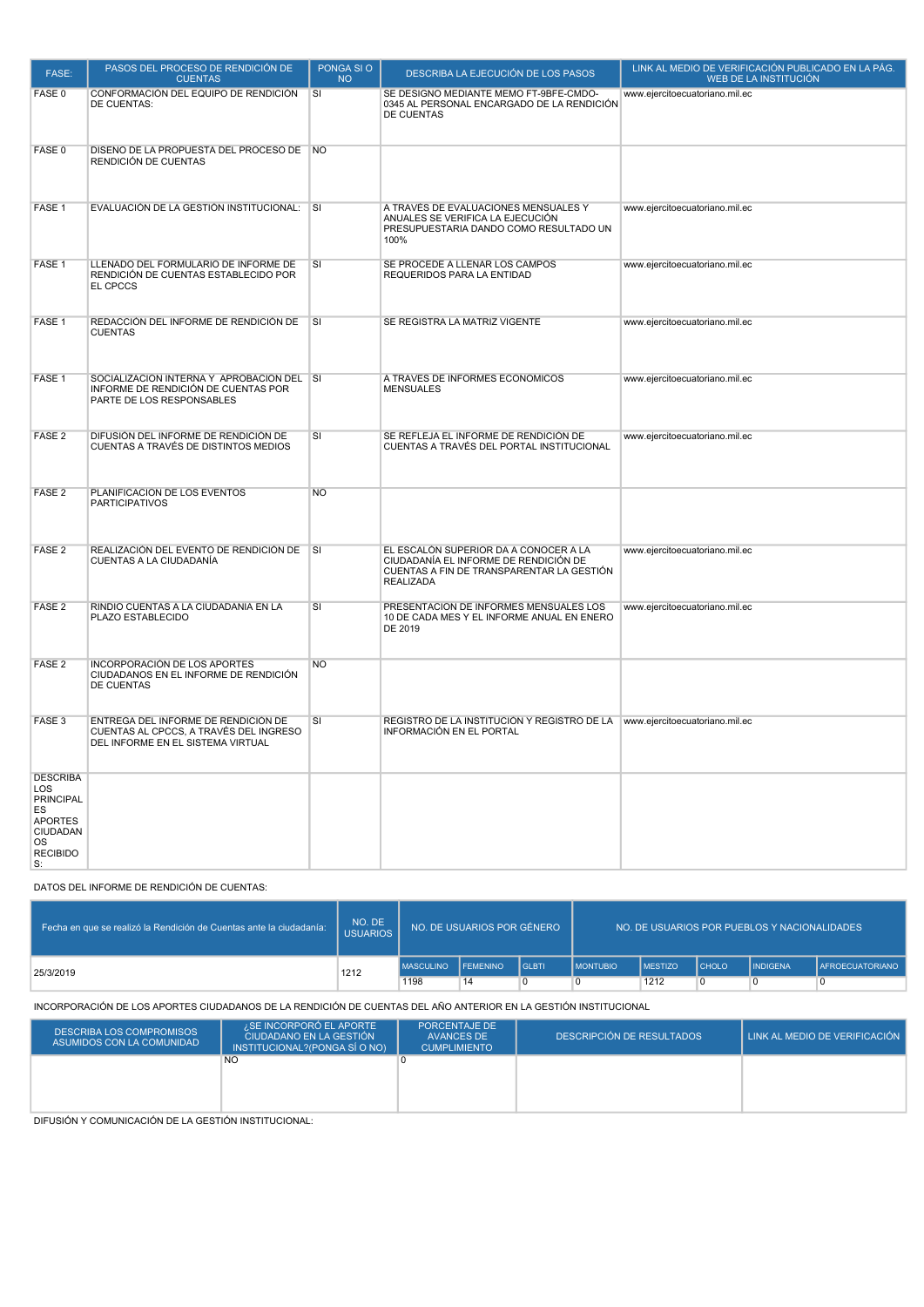| FASE: | PASOS DEL PROCESO DE RENDICIÓN DE CUENTAS | PONGA SI O NO | DESCRIBA LA EJECUCIÓN DE LOS PASOS | LINK AL MEDIO DE VERIFICACIÓN PUBLICADO EN LA PÁG. WEB DE LA INSTITUCIÓN |
|---|---|---|---|---|
| FASE 0 | CONFORMACIÓN DEL EQUIPO DE RENDICIÓN DE CUENTAS: | SI | SE DESIGNO MEDIANTE MEMO FT-9BFE-CMDO-0345 AL PERSONAL ENCARGADO DE LA RENDICIÓN DE CUENTAS | www.ejercitoecuatoriano.mil.ec |
| FASE 0 | DISEÑO DE LA PROPUESTA DEL PROCESO DE RENDICIÓN DE CUENTAS | NO | | |
| FASE 1 | EVALUACIÓN DE LA GESTIÓN INSTITUCIONAL: | SI | A TRAVÉS DE EVALUACIONES MENSUALES Y ANUALES SE VERIFICA LA EJECUCIÓN PRESUPUESTARIA DANDO COMO RESULTADO UN 100% | www.ejercitoecuatoriano.mil.ec |
| FASE 1 | LLENADO DEL FORMULARIO DE INFORME DE RENDICIÓN DE CUENTAS ESTABLECIDO POR EL CPCCS | SI | SE PROCEDE A LLENAR LOS CAMPOS REQUERIDOS PARA LA ENTIDAD | www.ejercitoecuatoriano.mil.ec |
| FASE 1 | REDACCIÓN DEL INFORME DE RENDICIÓN DE CUENTAS | SI | SE REGISTRA LA MATRIZ VIGENTE | www.ejercitoecuatoriano.mil.ec |
| FASE 1 | SOCIALIZACION INTERNA Y APROBACIÓN DEL INFORME DE RENDICIÓN DE CUENTAS POR PARTE DE LOS RESPONSABLES | SI | A TRAVES DE INFORMES ECONOMICOS MENSUALES | www.ejercitoecuatoriano.mil.ec |
| FASE 2 | DIFUSIÓN DEL INFORME DE RENDICIÓN DE CUENTAS A TRAVÉS DE DISTINTOS MEDIOS | SI | SE REFLEJA EL INFORME DE RENDICIÓN DE CUENTAS A TRAVÉS DEL PORTAL INSTITUCIONAL | www.ejercitoecuatoriano.mil.ec |
| FASE 2 | PLANIFICACIÓN DE LOS EVENTOS PARTICIPATIVOS | NO | | |
| FASE 2 | REALIZACIÓN DEL EVENTO DE RENDICIÓN DE CUENTAS A LA CIUDADANÍA | SI | EL ESCALON SUPERIOR DA A CONOCER A LA CIUDADANÍA EL INFORME DE RENDICIÓN DE CUENTAS A FIN DE TRANSPARENTAR LA GESTIÓN REALIZADA | www.ejercitoecuatoriano.mil.ec |
| FASE 2 | RINDIÓ CUENTAS A LA CIUDADANÍA EN LA PLAZO ESTABLECIDO | SI | PRESENTACION DE INFORMES MENSUALES LOS 10 DE CADA MES Y EL INFORME ANUAL EN ENERO DE 2019 | www.ejercitoecuatoriano.mil.ec |
| FASE 2 | INCORPORACIÓN DE LOS APORTES CIUDADANOS EN EL INFORME DE RENDICIÓN DE CUENTAS | NO | | |
| FASE 3 | ENTREGA DEL INFORME DE RENDICIÓN DE CUENTAS AL CPCCS, A TRAVÉS DEL INGRESO DEL INFORME EN EL SISTEMA VIRTUAL | SI | REGISTRO DE LA INSTITUCION Y REGISTRO DE LA INFORMACIÓN EN EL PORTAL | www.ejercitoecuatoriano.mil.ec |
| DESCRIBA LOS PRINCIPALES APORTES CIUDADANOS RECIBIDOS: | | | | |

DATOS DEL INFORME DE RENDICIÓN DE CUENTAS:

| Fecha en que se realizó la Rendición de Cuentas ante la ciudadanía: | NO. DE USUARIOS | NO. DE USUARIOS POR GÉNERO | | | NO. DE USUARIOS POR PUEBLOS Y NACIONALIDADES | | | | |
|---|---|---|---|---|---|---|---|---|---|
| | | MASCULINO | FEMENINO | GLBTI | MONTUBIO | MESTIZO | CHOLO | INDIGENA | AFROECUATORIANO |
| 25/3/2019 | 1212 | 1198 | 14 | 0 | 0 | 1212 | 0 | 0 | 0 |

INCORPORACIÓN DE LOS APORTES CIUDADANOS DE LA RENDICIÓN DE CUENTAS DEL AÑO ANTERIOR EN LA GESTIÓN INSTITUCIONAL

| DESCRIBA LOS COMPROMISOS ASUMIDOS CON LA COMUNIDAD | ¿SE INCORPORÓ EL APORTE CIUDADANO EN LA GESTIÓN INSTITUCIONAL?(PONGA SÍ O NO) | PORCENTAJE DE AVANCES DE CUMPLIMIENTO | DESCRIPCIÓN DE RESULTADOS | LINK AL MEDIO DE VERIFICACIÓN |
|---|---|---|---|---|
| | NO | 0 | | |

DIFUSIÓN Y COMUNICACIÓN DE LA GESTIÓN INSTITUCIONAL: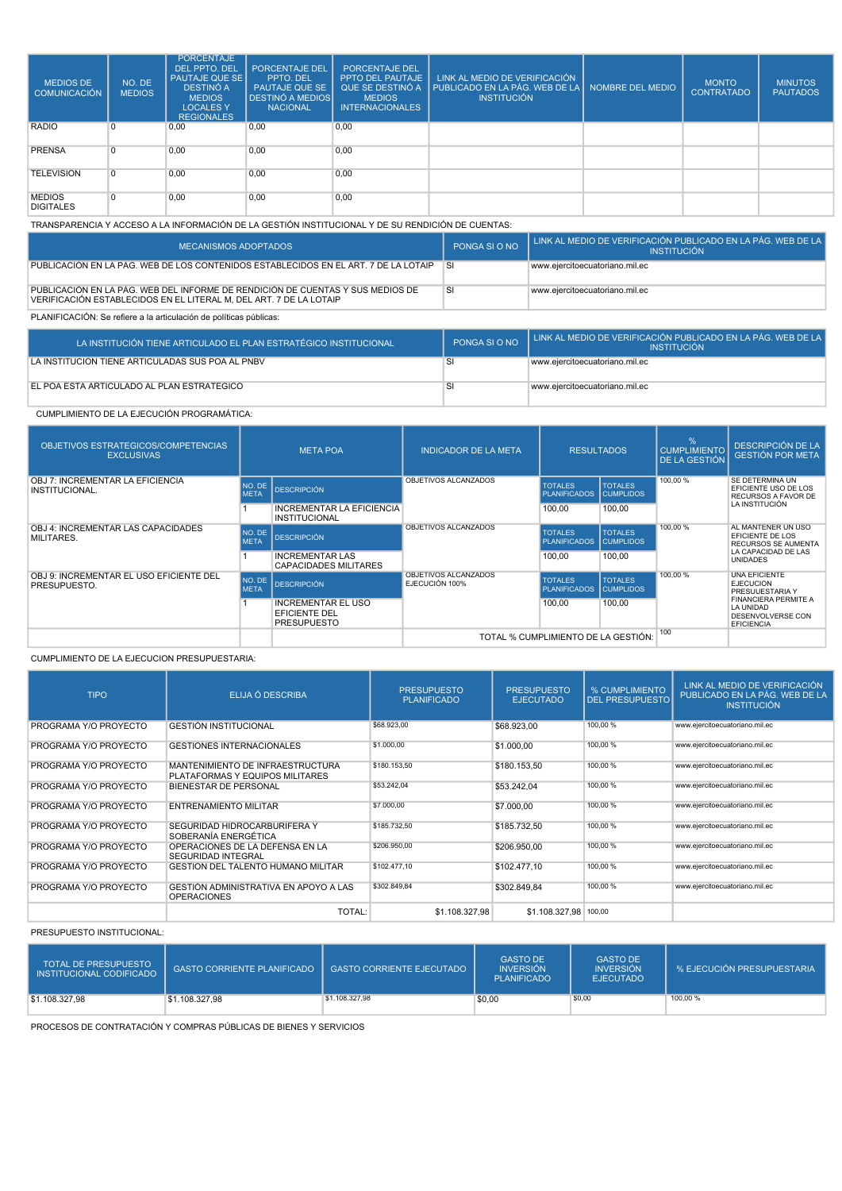| MEDIOS DE COMUNICACIÓN | NO. DE MEDIOS | PORCENTAJE DEL PPTO. DEL PAUTAJE QUE SE DESTINÓ A MEDIOS LOCALES Y REGIONALES | PORCENTAJE DEL PPTO. DEL PAUTAJE QUE SE DESTINÓ A MEDIOS NACIONAL | PORCENTAJE DEL PPTO DEL PAUTAJE QUE SE DESTINÓ A MEDIOS INTERNACIONALES | LINK AL MEDIO DE VERIFICACIÓN PUBLICADO EN LA PÁG. WEB DE LA INSTITUCIÓN | NOMBRE DEL MEDIO | MONTO CONTRATADO | MINUTOS PAUTADOS |
|---|---|---|---|---|---|---|---|---|
| RADIO | 0 | 0,00 | 0,00 | 0,00 | | | | |
| PRENSA | 0 | 0,00 | 0,00 | 0,00 | | | | |
| TELEVISION | 0 | 0,00 | 0,00 | 0,00 | | | | |
| MEDIOS DIGITALES | 0 | 0,00 | 0,00 | 0,00 | | | | |

TRANSPARENCIA Y ACCESO A LA INFORMACIÓN DE LA GESTIÓN INSTITUCIONAL Y DE SU RENDICIÓN DE CUENTAS:

| MECANISMOS ADOPTADOS | PONGA SI O NO | LINK AL MEDIO DE VERIFICACIÓN PUBLICADO EN LA PÁG. WEB DE LA INSTITUCIÓN |
|---|---|---|
| PUBLICACION EN LA PÁG. WEB DE LOS CONTENIDOS ESTABLECIDOS EN EL ART. 7 DE LA LOTAIP | SI | www.ejercitoecuatoriano.mil.ec |
| PUBLICACIÓN EN LA PÁG. WEB DEL INFORME DE RENDICIÓN DE CUENTAS Y SUS MEDIOS DE VERIFICACIÓN ESTABLECIDOS EN EL LITERAL M, DEL ART. 7 DE LA LOTAIP | SI | www.ejercitoecuatoriano.mil.ec |

PLANIFICACIÓN: Se refiere a la articulación de políticas públicas:

| LA INSTITUCIÓN TIENE ARTICULADO EL PLAN ESTRATÉGICO INSTITUCIONAL | PONGA SI O NO | LINK AL MEDIO DE VERIFICACIÓN PUBLICADO EN LA PÁG. WEB DE LA INSTITUCIÓN |
|---|---|---|
| LA INSTITUCION TIENE ARTICULADAS SUS POA AL PNBV | SI | www.ejercitoecuatoriano.mil.ec |
| EL POA ESTA ARTICULADO AL PLAN ESTRATEGICO | SI | www.ejercitoecuatoriano.mil.ec |

CUMPLIMIENTO DE LA EJECUCIÓN PROGRAMÁTICA:

| OBJETIVOS ESTRATEGICOS/COMPETENCIAS EXCLUSIVAS | META POA | | INDICADOR DE LA META | RESULTADOS | | % CUMPLIMIENTO DE LA GESTIÓN | DESCRIPCIÓN DE LA GESTIÓN POR META |
|---|---|---|---|---|---|---|---|
| | NO. DE META | DESCRIPCIÓN | | TOTALES PLANIFICADOS | TOTALES CUMPLIDOS | | |
| OBJ 7: INCREMENTAR LA EFICIENCIA INSTITUCIONAL. | 1 | INCREMENTAR LA EFICIENCIA INSTITUCIONAL | OBJETIVOS ALCANZADOS | 100,00 | 100,00 | 100,00 % | SE DETERMINA UN EFICIENTE USO DE LOS RECURSOS A FAVOR DE LA INSTITUCIÓN |
| OBJ 4: INCREMENTAR LAS CAPACIDADES MILITARES. | 1 | INCREMENTAR LAS CAPACIDADES MILITARES | OBJETIVOS ALCANZADOS | 100,00 | 100,00 | 100,00 % | AL MANTENER UN USO EFICIENTE DE LOS RECURSOS SE AUMENTA LA CAPACIDAD DE LAS UNIDADES |
| OBJ 9: INCREMENTAR EL USO EFICIENTE DEL PRESUPUESTO. | 1 | INCREMENTAR EL USO EFICIENTE DEL PRESUPUESTO | OBJETIVOS ALCANZADOS EJECUCIÓN 100% | 100,00 | 100,00 | 100,00 % | UNA EFICIENTE EJECUCION PRESUPUESTARIA Y FINANCIERA PERMITE A LA UNIDAD DESENVOLVERSE CON EFICIENCIA |
| | | | TOTAL % CUMPLIMIENTO DE LA GESTIÓN: | | | 100 | |

CUMPLIMIENTO DE LA EJECUCION PRESUPUESTARIA:

| TIPO | ELIJA Ó DESCRIBA | PRESUPUESTO PLANIFICADO | PRESUPUESTO EJECUTADO | % CUMPLIMIENTO DEL PRESUPUESTO | LINK AL MEDIO DE VERIFICACIÓN PUBLICADO EN LA PÁG. WEB DE LA INSTITUCIÓN |
|---|---|---|---|---|---|
| PROGRAMA Y/O PROYECTO | GESTIÓN INSTITUCIONAL | $68.923,00 | $68.923,00 | 100,00 % | www.ejercitoecuatoriano.mil.ec |
| PROGRAMA Y/O PROYECTO | GESTIONES INTERNACIONALES | $1.000,00 | $1.000,00 | 100,00 % | www.ejercitoecuatoriano.mil.ec |
| PROGRAMA Y/O PROYECTO | MANTENIMIENTO DE INFRAESTRUCTURA PLATAFORMAS Y EQUIPOS MILITARES | $180.153,50 | $180.153,50 | 100,00 % | www.ejercitoecuatoriano.mil.ec |
| PROGRAMA Y/O PROYECTO | BIENESTAR DE PERSONAL | $53.242,04 | $53.242,04 | 100,00 % | www.ejercitoecuatoriano.mil.ec |
| PROGRAMA Y/O PROYECTO | ENTRENAMIENTO MILITAR | $7.000,00 | $7.000,00 | 100,00 % | www.ejercitoecuatoriano.mil.ec |
| PROGRAMA Y/O PROYECTO | SEGURIDAD HIDROCARBURIFERA Y SOBERANÍA ENERGÉTICA | $185.732,50 | $185.732,50 | 100,00 % | www.ejercitoecuatoriano.mil.ec |
| PROGRAMA Y/O PROYECTO | OPERACIONES DE LA DEFENSA EN LA SEGURIDAD INTEGRAL | $206.950,00 | $206.950,00 | 100,00 % | www.ejercitoecuatoriano.mil.ec |
| PROGRAMA Y/O PROYECTO | GESTION DEL TALENTO HUMANO MILITAR | $102.477,10 | $102.477,10 | 100,00 % | www.ejercitoecuatoriano.mil.ec |
| PROGRAMA Y/O PROYECTO | GESTIÓN ADMINISTRATIVA EN APOYO A LAS OPERACIONES | $302.849,84 | $302.849,84 | 100,00 % | www.ejercitoecuatoriano.mil.ec |
| | TOTAL: | $1.108.327,98 | $1.108.327,98 | 100,00 | |

PRESUPUESTO INSTITUCIONAL:

| TOTAL DE PRESUPUESTO INSTITUCIONAL CODIFICADO | GASTO CORRIENTE PLANIFICADO | GASTO CORRIENTE EJECUTADO | GASTO DE INVERSIÓN PLANIFICADO | GASTO DE INVERSIÓN EJECUTADO | % EJECUCIÓN PRESUPUESTARIA |
|---|---|---|---|---|---|
| $1.108.327,98 | $1.108.327,98 | $1.108.327,98 | $0,00 | $0,00 | 100,00 % |

PROCESOS DE CONTRATACIÓN Y COMPRAS PÚBLICAS DE BIENES Y SERVICIOS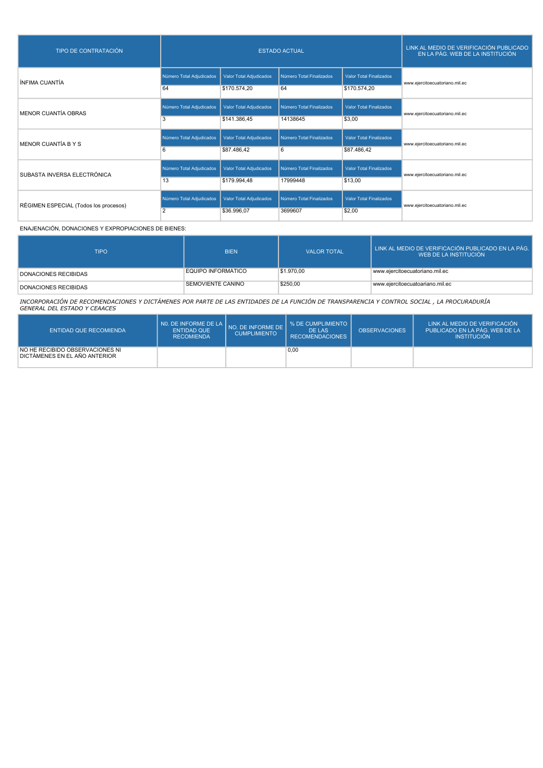| TIPO DE CONTRATACIÓN | ESTADO ACTUAL | | | | LINK AL MEDIO DE VERIFICACIÓN PUBLICADO EN LA PÁG. WEB DE LA INSTITUCIÓN |
|---|---|---|---|---|---|
| | Número Total Adjudicados | Valor Total Adjudicados | Número Total Finalizados | Valor Total Finalizados | |
| ÍNFIMA CUANTÍA | 64 | $170.574,20 | 64 | $170.574,20 | www.ejercitoecuatoriano.mil.ec |
| MENOR CUANTÍA OBRAS | 3 | $141.386,45 | 14138645 | $3,00 | www.ejercitoecuatoriano.mil.ec |
| MENOR CUANTÍA B Y S | 6 | $87.486,42 | 6 | $87.486,42 | www.ejercitoecuatoriano.mil.ec |
| SUBASTA INVERSA ELECTRÓNICA | 13 | $179.994,48 | 17999448 | $13,00 | www.ejercitoecuatoriano.mil.ec |
| RÉGIMEN ESPECIAL (Todos los procesos) | 2 | $36.996,07 | 3699607 | $2,00 | www.ejercitoecuatoriano.mil.ec |

ENAJENACIÓN, DONACIONES Y EXPROPIACIONES DE BIENES:

| TIPO | BIEN | VALOR TOTAL | LINK AL MEDIO DE VERIFICACIÓN PUBLICADO EN LA PÁG. WEB DE LA INSTITUCIÓN |
|---|---|---|---|
| DONACIONES RECIBIDAS | EQUIPO INFORMÁTICO | $1.970,00 | www.ejercitoecuatoriano.mil.ec |
| DONACIONES RECIBIDAS | SEMOVIENTE CANINO | $250,00 | www.ejercitoecuatoariano.mil.ec |

*INCORPORACIÓN DE RECOMENDACIONES Y DICTÁMENES POR PARTE DE LAS ENTIDADES DE LA FUNCIÓN DE TRANSPARENCIA Y CONTROL SOCIAL , LA PROCURADURÍA GENERAL DEL ESTADO Y CEAACES*

| ENTIDAD QUE RECOMIENDA | N0. DE INFORME DE LA ENTIDAD QUE RECOMIENDA | NO. DE INFORME DE CUMPLIMIENTO | % DE CUMPLIMIENTO DE LAS RECOMENDACIONES | OBSERVACIONES | LINK AL MEDIO DE VERIFICACIÓN PUBLICADO EN LA PÁG. WEB DE LA INSTITUCIÓN |
|---|---|---|---|---|---|
| NO HE RECIBIDO OBSERVACIONES NI DICTÁMENES EN EL AÑO ANTERIOR | | | 0,00 | | |